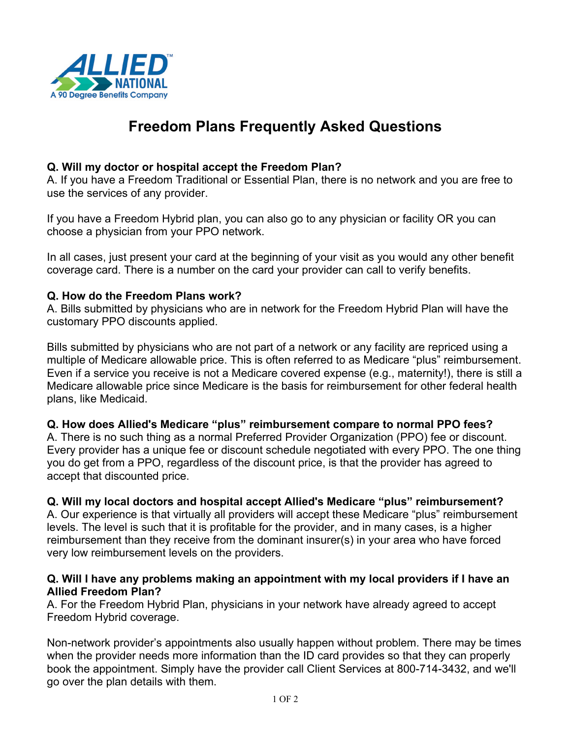# Freedom Plans Frequently Asked Questions

**Q. Will my doctor or hospital accept the Freedom Plan?**
A. If you have a Freedom Traditional or Essential Plan, there is no network and you are free to use the services of any provider.

If you have a Freedom Hybrid plan, you can also go to any physician or facility OR you can choose a physician from your PPO network.

In all cases, just present your card at the beginning of your visit as you would any other benefit coverage card. There is a number on the card your provider can call to verify benefits.

**Q. How do the Freedom Plans work?**
A. Bills submitted by physicians who are in network for the Freedom Hybrid Plan will have the customary PPO discounts applied.

Bills submitted by physicians who are not part of a network or any facility are repriced using a multiple of Medicare allowable price. This is often referred to as Medicare "plus" reimbursement. Even if a service you receive is not a Medicare covered expense (e.g., maternity!), there is still a Medicare allowable price since Medicare is the basis for reimbursement for other federal health plans, like Medicaid.

**Q. How does Allied's Medicare "plus" reimbursement compare to normal PPO fees?**
A. There is no such thing as a normal Preferred Provider Organization (PPO) fee or discount. Every provider has a unique fee or discount schedule negotiated with every PPO. The one thing you do get from a PPO, regardless of the discount price, is that the provider has agreed to accept that discounted price.

**Q. Will my local doctors and hospital accept Allied's Medicare "plus" reimbursement?**
A. Our experience is that virtually all providers will accept these Medicare "plus" reimbursement levels. The level is such that it is profitable for the provider, and in many cases, is a higher reimbursement than they receive from the dominant insurer(s) in your area who have forced very low reimbursement levels on the providers.

**Q. Will I have any problems making an appointment with my local providers if I have an Allied Freedom Plan?**
A. For the Freedom Hybrid Plan, physicians in your network have already agreed to accept Freedom Hybrid coverage.

Non-network provider's appointments also usually happen without problem. There may be times when the provider needs more information than the ID card provides so that they can properly book the appointment. Simply have the provider call Client Services at 800-714-3432, and we'll go over the plan details with them.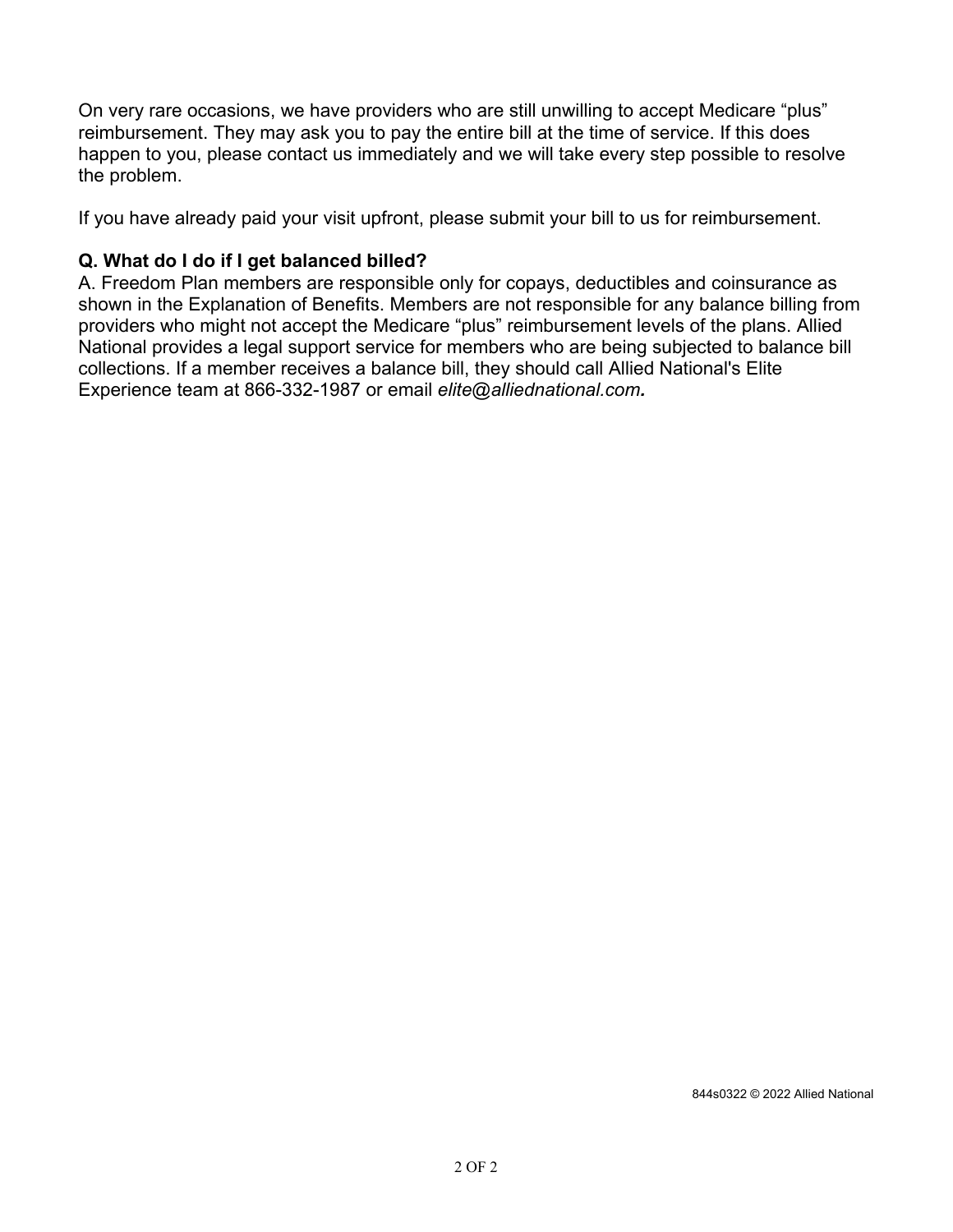On very rare occasions, we have providers who are still unwilling to accept Medicare "plus" reimbursement. They may ask you to pay the entire bill at the time of service. If this does happen to you, please contact us immediately and we will take every step possible to resolve the problem.

If you have already paid your visit upfront, please submit your bill to us for reimbursement.

**Q. What do I do if I get balanced billed?**

A. Freedom Plan members are responsible only for copays, deductibles and coinsurance as shown in the Explanation of Benefits. Members are not responsible for any balance billing from providers who might not accept the Medicare "plus" reimbursement levels of the plans. Allied National provides a legal support service for members who are being subjected to balance bill collections. If a member receives a balance bill, they should call Allied National's Elite Experience team at 866-332-1987 or email *elite@alliednational.com.*

844s0322 © 2022 Allied National